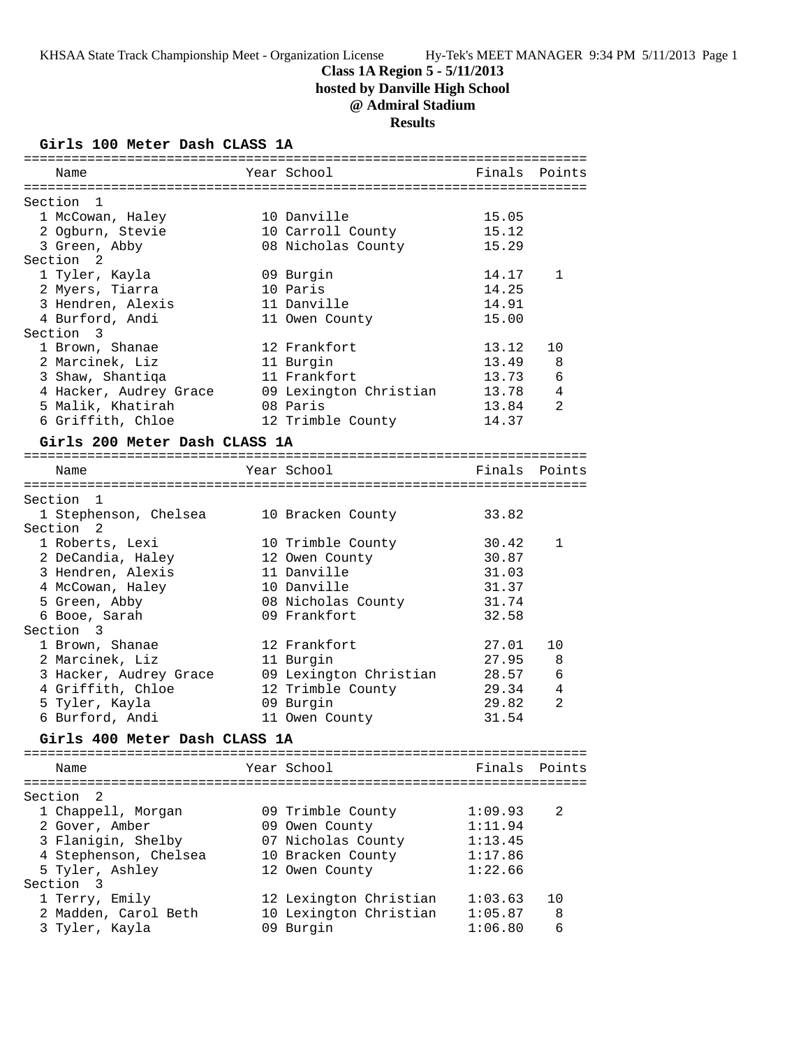# Class 1A Region 5 - 5/11/2013

**hosted by Danville High School**

**@ Admiral Stadium**

**Results**

## Girls 100 Meter Dash CLASS 1A

| | Name | Year | School | Finals | Points |
|---|---|---|---|---|---|
| **Section 1** | | | | | |
| 1 | McCowan, Haley | 10 | Danville | 15.05 | |
| 2 | Ogburn, Stevie | 10 | Carroll County | 15.12 | |
| 3 | Green, Abby | 08 | Nicholas County | 15.29 | |
| **Section 2** | | | | | |
| 1 | Tyler, Kayla | 09 | Burgin | 14.17 | 1 |
| 2 | Myers, Tiarra | 10 | Paris | 14.25 | |
| 3 | Hendren, Alexis | 11 | Danville | 14.91 | |
| 4 | Burford, Andi | 11 | Owen County | 15.00 | |
| **Section 3** | | | | | |
| 1 | Brown, Shanae | 12 | Frankfort | 13.12 | 10 |
| 2 | Marcinek, Liz | 11 | Burgin | 13.49 | 8 |
| 3 | Shaw, Shantiqa | 11 | Frankfort | 13.73 | 6 |
| 4 | Hacker, Audrey Grace | 09 | Lexington Christian | 13.78 | 4 |
| 5 | Malik, Khatirah | 08 | Paris | 13.84 | 2 |
| 6 | Griffith, Chloe | 12 | Trimble County | 14.37 | |

## Girls 200 Meter Dash CLASS 1A

| | Name | Year | School | Finals | Points |
|---|---|---|---|---|---|
| **Section 1** | | | | | |
| 1 | Stephenson, Chelsea | 10 | Bracken County | 33.82 | |
| **Section 2** | | | | | |
| 1 | Roberts, Lexi | 10 | Trimble County | 30.42 | 1 |
| 2 | DeCandia, Haley | 12 | Owen County | 30.87 | |
| 3 | Hendren, Alexis | 11 | Danville | 31.03 | |
| 4 | McCowan, Haley | 10 | Danville | 31.37 | |
| 5 | Green, Abby | 08 | Nicholas County | 31.74 | |
| 6 | Booe, Sarah | 09 | Frankfort | 32.58 | |
| **Section 3** | | | | | |
| 1 | Brown, Shanae | 12 | Frankfort | 27.01 | 10 |
| 2 | Marcinek, Liz | 11 | Burgin | 27.95 | 8 |
| 3 | Hacker, Audrey Grace | 09 | Lexington Christian | 28.57 | 6 |
| 4 | Griffith, Chloe | 12 | Trimble County | 29.34 | 4 |
| 5 | Tyler, Kayla | 09 | Burgin | 29.82 | 2 |
| 6 | Burford, Andi | 11 | Owen County | 31.54 | |

## Girls 400 Meter Dash CLASS 1A

| | Name | Year | School | Finals | Points |
|---|---|---|---|---|---|
| **Section 2** | | | | | |
| 1 | Chappell, Morgan | 09 | Trimble County | 1:09.93 | 2 |
| 2 | Gover, Amber | 09 | Owen County | 1:11.94 | |
| 3 | Flanigin, Shelby | 07 | Nicholas County | 1:13.45 | |
| 4 | Stephenson, Chelsea | 10 | Bracken County | 1:17.86 | |
| 5 | Tyler, Ashley | 12 | Owen County | 1:22.66 | |
| **Section 3** | | | | | |
| 1 | Terry, Emily | 12 | Lexington Christian | 1:03.63 | 10 |
| 2 | Madden, Carol Beth | 10 | Lexington Christian | 1:05.87 | 8 |
| 3 | Tyler, Kayla | 09 | Burgin | 1:06.80 | 6 |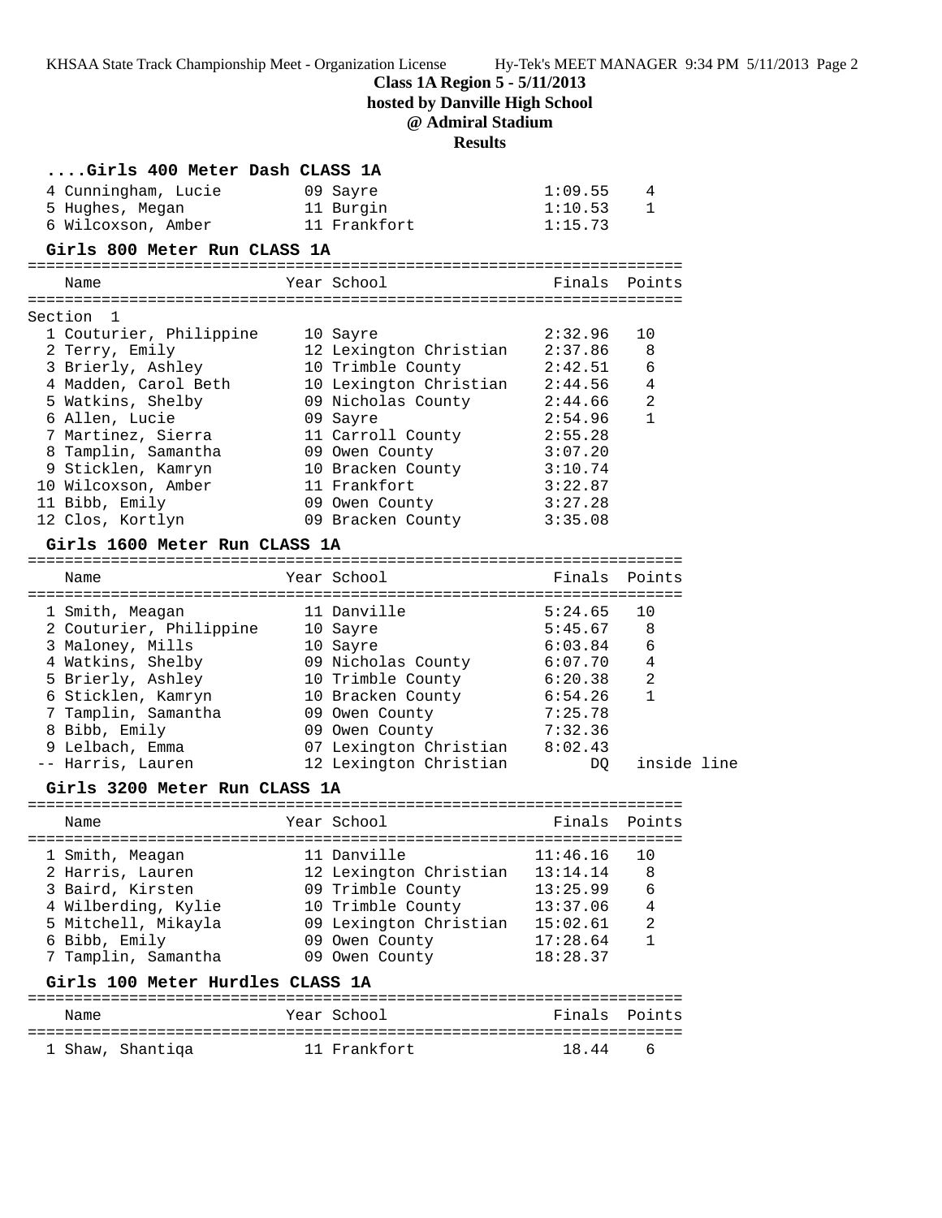**Class 1A Region 5 - 5/11/2013**
**hosted by Danville High School**
**@ Admiral Stadium**
**Results**

### ....Girls 400 Meter Dash CLASS 1A

| Place | Name | Year | School | Finals | Points |
|---|---|---|---|---|---|
| 4 | Cunningham, Lucie | 09 | Sayre | 1:09.55 | 4 |
| 5 | Hughes, Megan | 11 | Burgin | 1:10.53 | 1 |
| 6 | Wilcoxson, Amber | 11 | Frankfort | 1:15.73 | |

### Girls 800 Meter Run CLASS 1A

Section 1

| Place | Name | Year | School | Finals | Points |
|---|---|---|---|---|---|
| 1 | Couturier, Philippine | 10 | Sayre | 2:32.96 | 10 |
| 2 | Terry, Emily | 12 | Lexington Christian | 2:37.86 | 8 |
| 3 | Brierly, Ashley | 10 | Trimble County | 2:42.51 | 6 |
| 4 | Madden, Carol Beth | 10 | Lexington Christian | 2:44.56 | 4 |
| 5 | Watkins, Shelby | 09 | Nicholas County | 2:44.66 | 2 |
| 6 | Allen, Lucie | 09 | Sayre | 2:54.96 | 1 |
| 7 | Martinez, Sierra | 11 | Carroll County | 2:55.28 | |
| 8 | Tamplin, Samantha | 09 | Owen County | 3:07.20 | |
| 9 | Sticklen, Kamryn | 10 | Bracken County | 3:10.74 | |
| 10 | Wilcoxson, Amber | 11 | Frankfort | 3:22.87 | |
| 11 | Bibb, Emily | 09 | Owen County | 3:27.28 | |
| 12 | Clos, Kortlyn | 09 | Bracken County | 3:35.08 | |

### Girls 1600 Meter Run CLASS 1A

| Place | Name | Year | School | Finals | Points |
|---|---|---|---|---|---|
| 1 | Smith, Meagan | 11 | Danville | 5:24.65 | 10 |
| 2 | Couturier, Philippine | 10 | Sayre | 5:45.67 | 8 |
| 3 | Maloney, Mills | 10 | Sayre | 6:03.84 | 6 |
| 4 | Watkins, Shelby | 09 | Nicholas County | 6:07.70 | 4 |
| 5 | Brierly, Ashley | 10 | Trimble County | 6:20.38 | 2 |
| 6 | Sticklen, Kamryn | 10 | Bracken County | 6:54.26 | 1 |
| 7 | Tamplin, Samantha | 09 | Owen County | 7:25.78 | |
| 8 | Bibb, Emily | 09 | Owen County | 7:32.36 | |
| 9 | Lelbach, Emma | 07 | Lexington Christian | 8:02.43 | |
| -- | Harris, Lauren | 12 | Lexington Christian | DQ | inside line |

### Girls 3200 Meter Run CLASS 1A

| Place | Name | Year | School | Finals | Points |
|---|---|---|---|---|---|
| 1 | Smith, Meagan | 11 | Danville | 11:46.16 | 10 |
| 2 | Harris, Lauren | 12 | Lexington Christian | 13:14.14 | 8 |
| 3 | Baird, Kirsten | 09 | Trimble County | 13:25.99 | 6 |
| 4 | Wilberding, Kylie | 10 | Trimble County | 13:37.06 | 4 |
| 5 | Mitchell, Mikayla | 09 | Lexington Christian | 15:02.61 | 2 |
| 6 | Bibb, Emily | 09 | Owen County | 17:28.64 | 1 |
| 7 | Tamplin, Samantha | 09 | Owen County | 18:28.37 | |

### Girls 100 Meter Hurdles CLASS 1A

| Place | Name | Year | School | Finals | Points |
|---|---|---|---|---|---|
| 1 | Shaw, Shantiqa | 11 | Frankfort | 18.44 | 6 |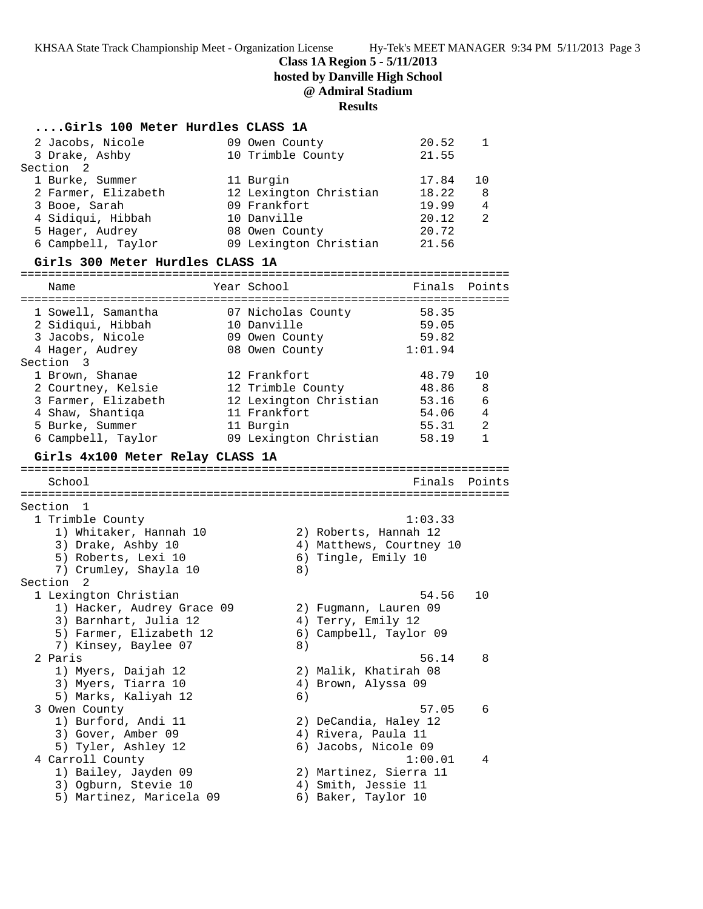**Class 1A Region 5 - 5/11/2013**
**hosted by Danville High School**
**@ Admiral Stadium**
**Results**

### ....Girls 100 Meter Hurdles CLASS 1A

| Place | Name | Year | School | Finals | Points |
|---|---|---|---|---|---|
| 2 | Jacobs, Nicole | 09 | Owen County | 20.52 | 1 |
| 3 | Drake, Ashby | 10 | Trimble County | 21.55 | |
| **Section 2** | | | | | |
| 1 | Burke, Summer | 11 | Burgin | 17.84 | 10 |
| 2 | Farmer, Elizabeth | 12 | Lexington Christian | 18.22 | 8 |
| 3 | Booe, Sarah | 09 | Frankfort | 19.99 | 4 |
| 4 | Sidiqui, Hibbah | 10 | Danville | 20.12 | 2 |
| 5 | Hager, Audrey | 08 | Owen County | 20.72 | |
| 6 | Campbell, Taylor | 09 | Lexington Christian | 21.56 | |

### Girls 300 Meter Hurdles CLASS 1A

| Place | Name | Year | School | Finals | Points |
|---|---|---|---|---|---|
| 1 | Sowell, Samantha | 07 | Nicholas County | 58.35 | |
| 2 | Sidiqui, Hibbah | 10 | Danville | 59.05 | |
| 3 | Jacobs, Nicole | 09 | Owen County | 59.82 | |
| 4 | Hager, Audrey | 08 | Owen County | 1:01.94 | |
| **Section 3** | | | | | |
| 1 | Brown, Shanae | 12 | Frankfort | 48.79 | 10 |
| 2 | Courtney, Kelsie | 12 | Trimble County | 48.86 | 8 |
| 3 | Farmer, Elizabeth | 12 | Lexington Christian | 53.16 | 6 |
| 4 | Shaw, Shantiqa | 11 | Frankfort | 54.06 | 4 |
| 5 | Burke, Summer | 11 | Burgin | 55.31 | 2 |
| 6 | Campbell, Taylor | 09 | Lexington Christian | 58.19 | 1 |

### Girls 4x100 Meter Relay CLASS 1A

| Place | School | Finals | Points |
|---|---|---|---|
| **Section 1** | | | |
| 1 | Trimble County | 1:03.33 | |
| | 1) Whitaker, Hannah 10; 2) Roberts, Hannah 12; 3) Drake, Ashby 10; 4) Matthews, Courtney 10; 5) Roberts, Lexi 10; 6) Tingle, Emily 10; 7) Crumley, Shayla 10; 8) | | |
| **Section 2** | | | |
| 1 | Lexington Christian | 54.56 | 10 |
| | 1) Hacker, Audrey Grace 09; 2) Fugmann, Lauren 09; 3) Barnhart, Julia 12; 4) Terry, Emily 12; 5) Farmer, Elizabeth 12; 6) Campbell, Taylor 09; 7) Kinsey, Baylee 07; 8) | | |
| 2 | Paris | 56.14 | 8 |
| | 1) Myers, Daijah 12; 2) Malik, Khatirah 08; 3) Myers, Tiarra 10; 4) Brown, Alyssa 09; 5) Marks, Kaliyah 12; 6) | | |
| 3 | Owen County | 57.05 | 6 |
| | 1) Burford, Andi 11; 2) DeCandia, Haley 12; 3) Gover, Amber 09; 4) Rivera, Paula 11; 5) Tyler, Ashley 12; 6) Jacobs, Nicole 09 | | |
| 4 | Carroll County | 1:00.01 | 4 |
| | 1) Bailey, Jayden 09; 2) Martinez, Sierra 11; 3) Ogburn, Stevie 10; 4) Smith, Jessie 11; 5) Martinez, Maricela 09; 6) Baker, Taylor 10 | | |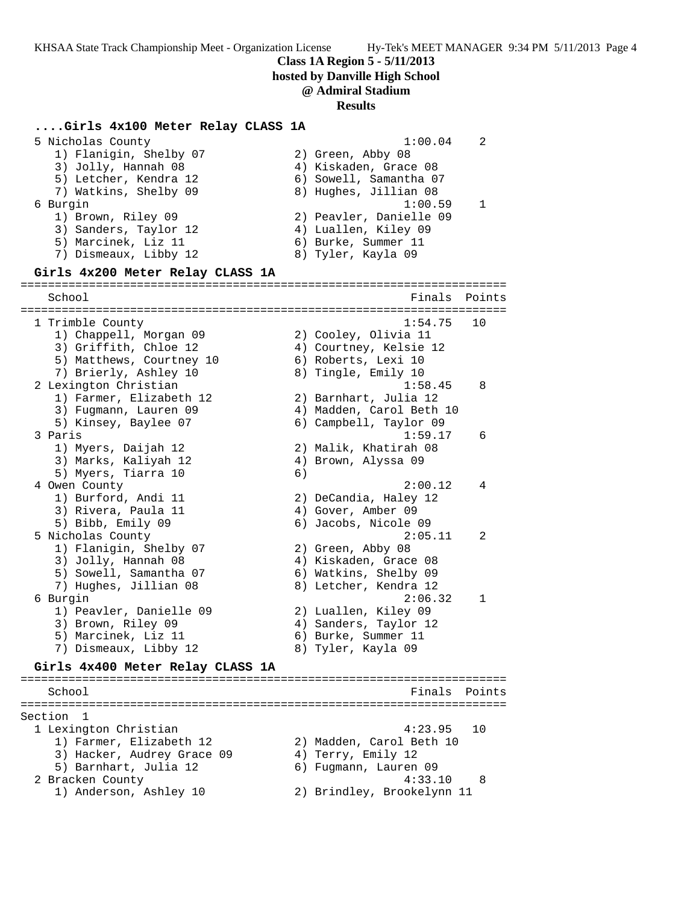**Class 1A Region 5 - 5/11/2013**
**hosted by Danville High School**
**@ Admiral Stadium**
**Results**

### ....Girls 4x100 Meter Relay CLASS 1A

```
  5 Nicholas County                                   1:00.04    2
     1) Flanigin, Shelby 07            2) Green, Abby 08
     3) Jolly, Hannah 08               4) Kiskaden, Grace 08
     5) Letcher, Kendra 12             6) Sowell, Samantha 07
     7) Watkins, Shelby 09             8) Hughes, Jillian 08
  6 Burgin                                            1:00.59    1
     1) Brown, Riley 09                2) Peavler, Danielle 09
     3) Sanders, Taylor 12             4) Luallen, Kiley 09
     5) Marcinek, Liz 11               6) Burke, Summer 11
     7) Dismeaux, Libby 12             8) Tyler, Kayla 09
```

### Girls 4x200 Meter Relay CLASS 1A

```
=======================================================================
    School                                            Finals  Points
=======================================================================
  1 Trimble County                                    1:54.75   10
     1) Chappell, Morgan 09            2) Cooley, Olivia 11
     3) Griffith, Chloe 12             4) Courtney, Kelsie 12
     5) Matthews, Courtney 10          6) Roberts, Lexi 10
     7) Brierly, Ashley 10             8) Tingle, Emily 10
  2 Lexington Christian                               1:58.45    8
     1) Farmer, Elizabeth 12           2) Barnhart, Julia 12
     3) Fugmann, Lauren 09             4) Madden, Carol Beth 10
     5) Kinsey, Baylee 07              6) Campbell, Taylor 09
  3 Paris                                             1:59.17    6
     1) Myers, Daijah 12               2) Malik, Khatirah 08
     3) Marks, Kaliyah 12              4) Brown, Alyssa 09
     5) Myers, Tiarra 10               6)
  4 Owen County                                       2:00.12    4
     1) Burford, Andi 11               2) DeCandia, Haley 12
     3) Rivera, Paula 11               4) Gover, Amber 09
     5) Bibb, Emily 09                 6) Jacobs, Nicole 09
  5 Nicholas County                                   2:05.11    2
     1) Flanigin, Shelby 07            2) Green, Abby 08
     3) Jolly, Hannah 08               4) Kiskaden, Grace 08
     5) Sowell, Samantha 07            6) Watkins, Shelby 09
     7) Hughes, Jillian 08             8) Letcher, Kendra 12
  6 Burgin                                            2:06.32    1
     1) Peavler, Danielle 09           2) Luallen, Kiley 09
     3) Brown, Riley 09                4) Sanders, Taylor 12
     5) Marcinek, Liz 11               6) Burke, Summer 11
     7) Dismeaux, Libby 12             8) Tyler, Kayla 09
```

### Girls 4x400 Meter Relay CLASS 1A

```
=======================================================================
    School                                            Finals  Points
=======================================================================
Section  1
  1 Lexington Christian                               4:23.95   10
     1) Farmer, Elizabeth 12           2) Madden, Carol Beth 10
     3) Hacker, Audrey Grace 09        4) Terry, Emily 12
     5) Barnhart, Julia 12             6) Fugmann, Lauren 09
  2 Bracken County                                    4:33.10    8
     1) Anderson, Ashley 10            2) Brindley, Brookelynn 11
```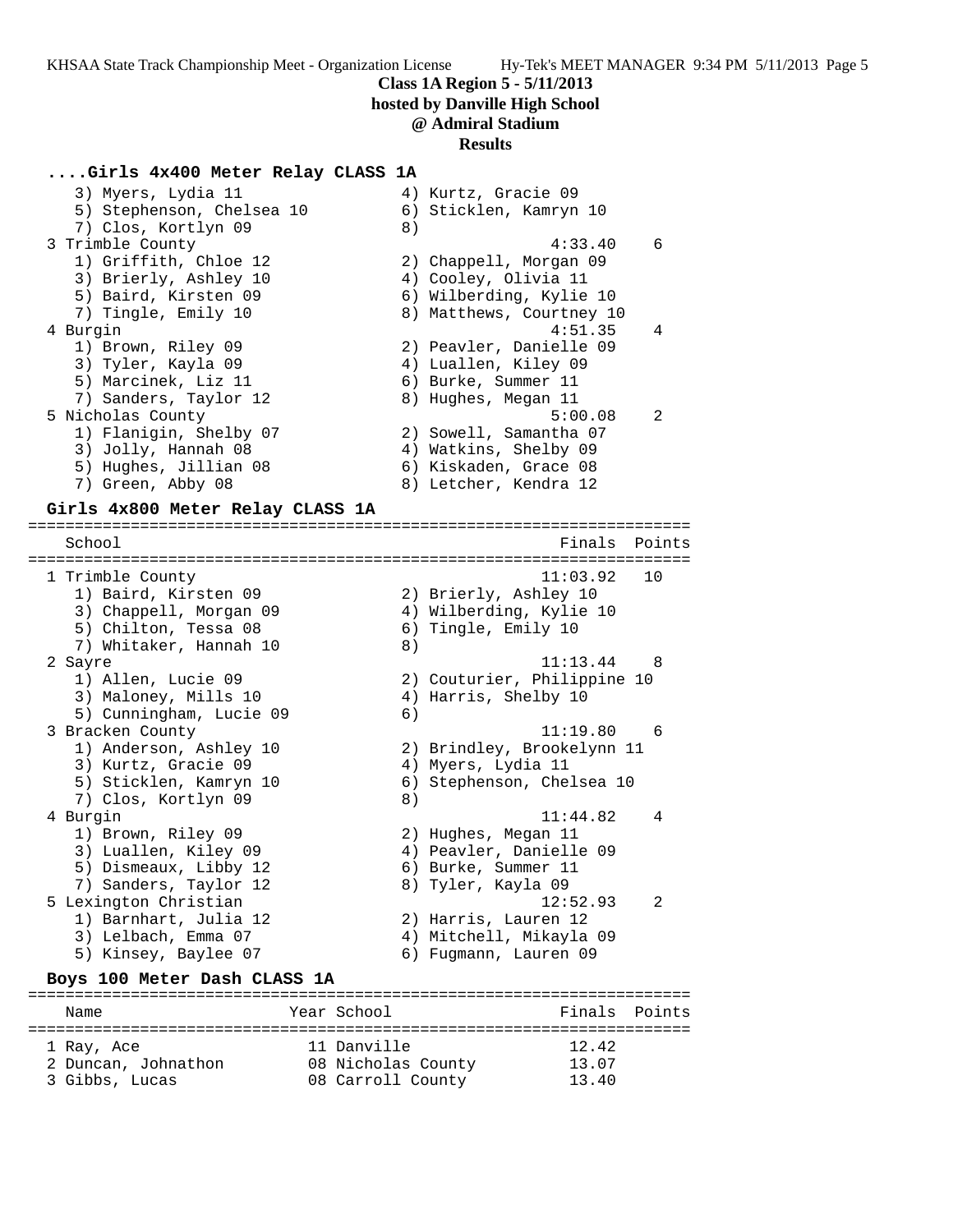**Class 1A Region 5 - 5/11/2013**
**hosted by Danville High School**
**@ Admiral Stadium**
**Results**

### ....Girls 4x400 Meter Relay CLASS 1A

```
   3) Myers, Lydia 11                 4) Kurtz, Gracie 09
   5) Stephenson, Chelsea 10          6) Sticklen, Kamryn 10
   7) Clos, Kortlyn 09                8)
 3 Trimble County                                  4:33.40    6
   1) Griffith, Chloe 12              2) Chappell, Morgan 09
   3) Brierly, Ashley 10              4) Cooley, Olivia 11
   5) Baird, Kirsten 09               6) Wilberding, Kylie 10
   7) Tingle, Emily 10                8) Matthews, Courtney 10
 4 Burgin                                          4:51.35    4
   1) Brown, Riley 09                 2) Peavler, Danielle 09
   3) Tyler, Kayla 09                 4) Luallen, Kiley 09
   5) Marcinek, Liz 11                6) Burke, Summer 11
   7) Sanders, Taylor 12              8) Hughes, Megan 11
 5 Nicholas County                                 5:00.08    2
   1) Flanigin, Shelby 07             2) Sowell, Samantha 07
   3) Jolly, Hannah 08                4) Watkins, Shelby 09
   5) Hughes, Jillian 08              6) Kiskaden, Grace 08
   7) Green, Abby 08                  8) Letcher, Kendra 12
```

### Girls 4x800 Meter Relay CLASS 1A

```
===================================================================
   School                                            Finals  Points
===================================================================
 1 Trimble County                                  11:03.92   10
   1) Baird, Kirsten 09               2) Brierly, Ashley 10
   3) Chappell, Morgan 09             4) Wilberding, Kylie 10
   5) Chilton, Tessa 08               6) Tingle, Emily 10
   7) Whitaker, Hannah 10             8)
 2 Sayre                                           11:13.44    8
   1) Allen, Lucie 09                 2) Couturier, Philippine 10
   3) Maloney, Mills 10               4) Harris, Shelby 10
   5) Cunningham, Lucie 09            6)
 3 Bracken County                                  11:19.80    6
   1) Anderson, Ashley 10             2) Brindley, Brookelynn 11
   3) Kurtz, Gracie 09                4) Myers, Lydia 11
   5) Sticklen, Kamryn 10             6) Stephenson, Chelsea 10
   7) Clos, Kortlyn 09                8)
 4 Burgin                                          11:44.82    4
   1) Brown, Riley 09                 2) Hughes, Megan 11
   3) Luallen, Kiley 09               4) Peavler, Danielle 09
   5) Dismeaux, Libby 12              6) Burke, Summer 11
   7) Sanders, Taylor 12              8) Tyler, Kayla 09
 5 Lexington Christian                             12:52.93    2
   1) Barnhart, Julia 12              2) Harris, Lauren 12
   3) Lelbach, Emma 07                4) Mitchell, Mikayla 09
   5) Kinsey, Baylee 07               6) Fugmann, Lauren 09
```

### Boys 100 Meter Dash CLASS 1A

```
===================================================================
   Name                    Year School               Finals  Points
===================================================================
 1 Ray, Ace                11 Danville                12.42
 2 Duncan, Johnathon       08 Nicholas County         13.07
 3 Gibbs, Lucas            08 Carroll County          13.40
```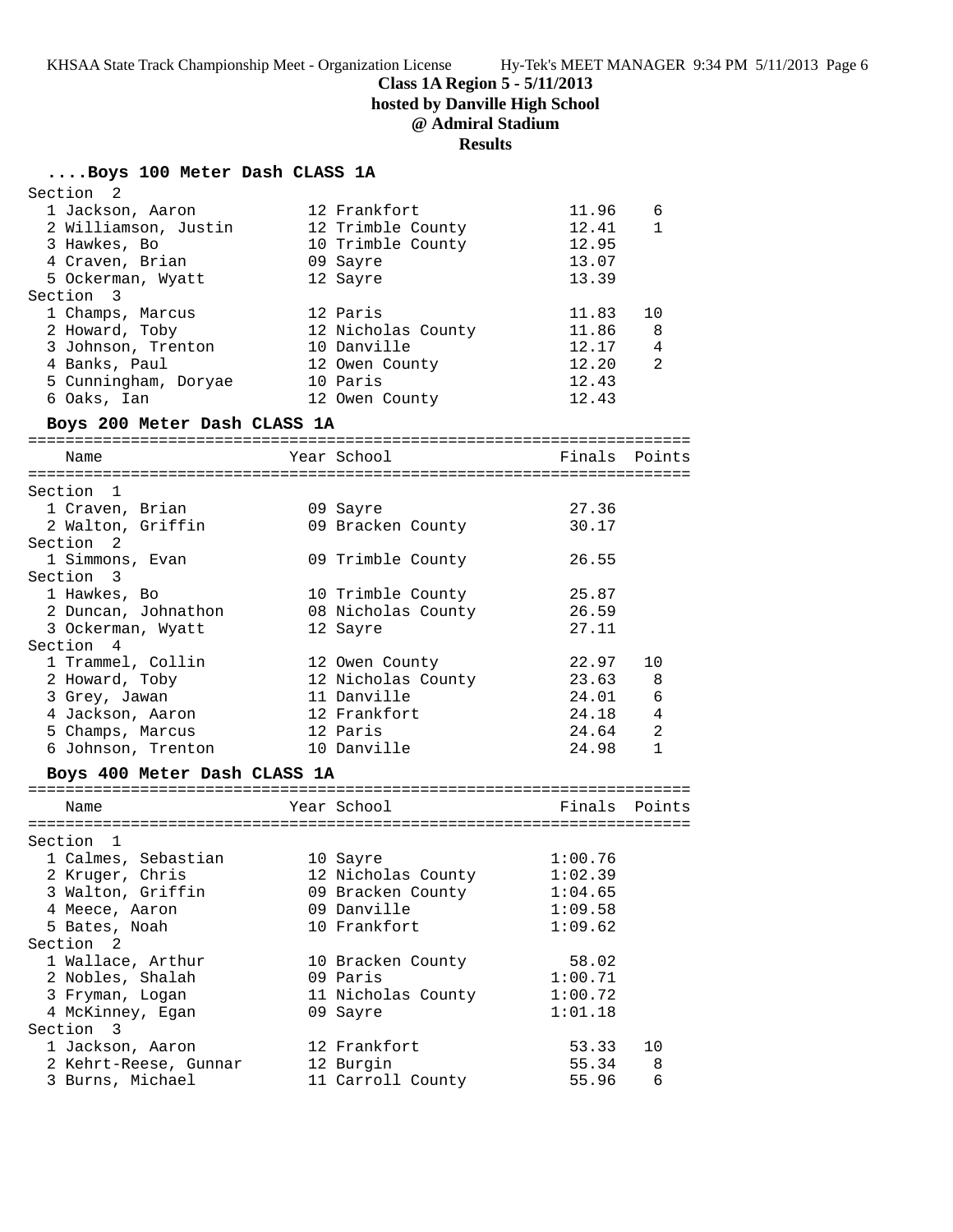**Class 1A Region 5 - 5/11/2013**

**hosted by Danville High School**

**@ Admiral Stadium**

**Results**

### ....Boys 100 Meter Dash CLASS 1A

| Name | Year | School | Finals | Points |
|---|---|---|---|---|
| **Section 2** | | | | |
| 1 Jackson, Aaron | 12 | Frankfort | 11.96 | 6 |
| 2 Williamson, Justin | 12 | Trimble County | 12.41 | 1 |
| 3 Hawkes, Bo | 10 | Trimble County | 12.95 | |
| 4 Craven, Brian | 09 | Sayre | 13.07 | |
| 5 Ockerman, Wyatt | 12 | Sayre | 13.39 | |
| **Section 3** | | | | |
| 1 Champs, Marcus | 12 | Paris | 11.83 | 10 |
| 2 Howard, Toby | 12 | Nicholas County | 11.86 | 8 |
| 3 Johnson, Trenton | 10 | Danville | 12.17 | 4 |
| 4 Banks, Paul | 12 | Owen County | 12.20 | 2 |
| 5 Cunningham, Doryae | 10 | Paris | 12.43 | |
| 6 Oaks, Ian | 12 | Owen County | 12.43 | |

### Boys 200 Meter Dash CLASS 1A

| Name | Year | School | Finals | Points |
|---|---|---|---|---|
| **Section 1** | | | | |
| 1 Craven, Brian | 09 | Sayre | 27.36 | |
| 2 Walton, Griffin | 09 | Bracken County | 30.17 | |
| **Section 2** | | | | |
| 1 Simmons, Evan | 09 | Trimble County | 26.55 | |
| **Section 3** | | | | |
| 1 Hawkes, Bo | 10 | Trimble County | 25.87 | |
| 2 Duncan, Johnathon | 08 | Nicholas County | 26.59 | |
| 3 Ockerman, Wyatt | 12 | Sayre | 27.11 | |
| **Section 4** | | | | |
| 1 Trammel, Collin | 12 | Owen County | 22.97 | 10 |
| 2 Howard, Toby | 12 | Nicholas County | 23.63 | 8 |
| 3 Grey, Jawan | 11 | Danville | 24.01 | 6 |
| 4 Jackson, Aaron | 12 | Frankfort | 24.18 | 4 |
| 5 Champs, Marcus | 12 | Paris | 24.64 | 2 |
| 6 Johnson, Trenton | 10 | Danville | 24.98 | 1 |

### Boys 400 Meter Dash CLASS 1A

| Name | Year | School | Finals | Points |
|---|---|---|---|---|
| **Section 1** | | | | |
| 1 Calmes, Sebastian | 10 | Sayre | 1:00.76 | |
| 2 Kruger, Chris | 12 | Nicholas County | 1:02.39 | |
| 3 Walton, Griffin | 09 | Bracken County | 1:04.65 | |
| 4 Meece, Aaron | 09 | Danville | 1:09.58 | |
| 5 Bates, Noah | 10 | Frankfort | 1:09.62 | |
| **Section 2** | | | | |
| 1 Wallace, Arthur | 10 | Bracken County | 58.02 | |
| 2 Nobles, Shalah | 09 | Paris | 1:00.71 | |
| 3 Fryman, Logan | 11 | Nicholas County | 1:00.72 | |
| 4 McKinney, Egan | 09 | Sayre | 1:01.18 | |
| **Section 3** | | | | |
| 1 Jackson, Aaron | 12 | Frankfort | 53.33 | 10 |
| 2 Kehrt-Reese, Gunnar | 12 | Burgin | 55.34 | 8 |
| 3 Burns, Michael | 11 | Carroll County | 55.96 | 6 |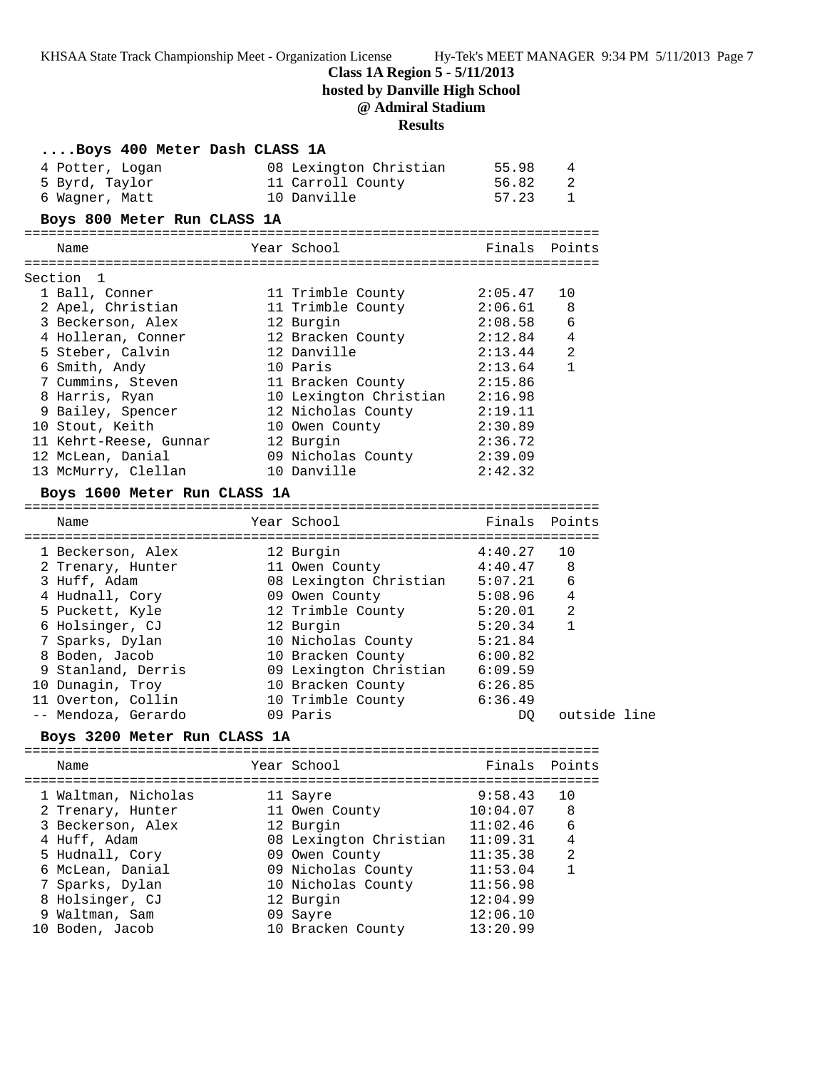**Class 1A Region 5 - 5/11/2013**
**hosted by Danville High School**
**@ Admiral Stadium**
**Results**

### ....Boys 400 Meter Dash CLASS 1A

| Place | Name | Year | School | Finals | Points |
|---|---|---|---|---|---|
| 4 | Potter, Logan | 08 | Lexington Christian | 55.98 | 4 |
| 5 | Byrd, Taylor | 11 | Carroll County | 56.82 | 2 |
| 6 | Wagner, Matt | 10 | Danville | 57.23 | 1 |

### Boys 800 Meter Run CLASS 1A

Section 1

| Place | Name | Year | School | Finals | Points |
|---|---|---|---|---|---|
| 1 | Ball, Conner | 11 | Trimble County | 2:05.47 | 10 |
| 2 | Apel, Christian | 11 | Trimble County | 2:06.61 | 8 |
| 3 | Beckerson, Alex | 12 | Burgin | 2:08.58 | 6 |
| 4 | Holleran, Conner | 12 | Bracken County | 2:12.84 | 4 |
| 5 | Steber, Calvin | 12 | Danville | 2:13.44 | 2 |
| 6 | Smith, Andy | 10 | Paris | 2:13.64 | 1 |
| 7 | Cummins, Steven | 11 | Bracken County | 2:15.86 | |
| 8 | Harris, Ryan | 10 | Lexington Christian | 2:16.98 | |
| 9 | Bailey, Spencer | 12 | Nicholas County | 2:19.11 | |
| 10 | Stout, Keith | 10 | Owen County | 2:30.89 | |
| 11 | Kehrt-Reese, Gunnar | 12 | Burgin | 2:36.72 | |
| 12 | McLean, Danial | 09 | Nicholas County | 2:39.09 | |
| 13 | McMurry, Clellan | 10 | Danville | 2:42.32 | |

### Boys 1600 Meter Run CLASS 1A

| Place | Name | Year | School | Finals | Points |
|---|---|---|---|---|---|
| 1 | Beckerson, Alex | 12 | Burgin | 4:40.27 | 10 |
| 2 | Trenary, Hunter | 11 | Owen County | 4:40.47 | 8 |
| 3 | Huff, Adam | 08 | Lexington Christian | 5:07.21 | 6 |
| 4 | Hudnall, Cory | 09 | Owen County | 5:08.96 | 4 |
| 5 | Puckett, Kyle | 12 | Trimble County | 5:20.01 | 2 |
| 6 | Holsinger, CJ | 12 | Burgin | 5:20.34 | 1 |
| 7 | Sparks, Dylan | 10 | Nicholas County | 5:21.84 | |
| 8 | Boden, Jacob | 10 | Bracken County | 6:00.82 | |
| 9 | Stanland, Derris | 09 | Lexington Christian | 6:09.59 | |
| 10 | Dunagin, Troy | 10 | Bracken County | 6:26.85 | |
| 11 | Overton, Collin | 10 | Trimble County | 6:36.49 | |
| -- | Mendoza, Gerardo | 09 | Paris | DQ | outside line |

### Boys 3200 Meter Run CLASS 1A

| Place | Name | Year | School | Finals | Points |
|---|---|---|---|---|---|
| 1 | Waltman, Nicholas | 11 | Sayre | 9:58.43 | 10 |
| 2 | Trenary, Hunter | 11 | Owen County | 10:04.07 | 8 |
| 3 | Beckerson, Alex | 12 | Burgin | 11:02.46 | 6 |
| 4 | Huff, Adam | 08 | Lexington Christian | 11:09.31 | 4 |
| 5 | Hudnall, Cory | 09 | Owen County | 11:35.38 | 2 |
| 6 | McLean, Danial | 09 | Nicholas County | 11:53.04 | 1 |
| 7 | Sparks, Dylan | 10 | Nicholas County | 11:56.98 | |
| 8 | Holsinger, CJ | 12 | Burgin | 12:04.99 | |
| 9 | Waltman, Sam | 09 | Sayre | 12:06.10 | |
| 10 | Boden, Jacob | 10 | Bracken County | 13:20.99 | |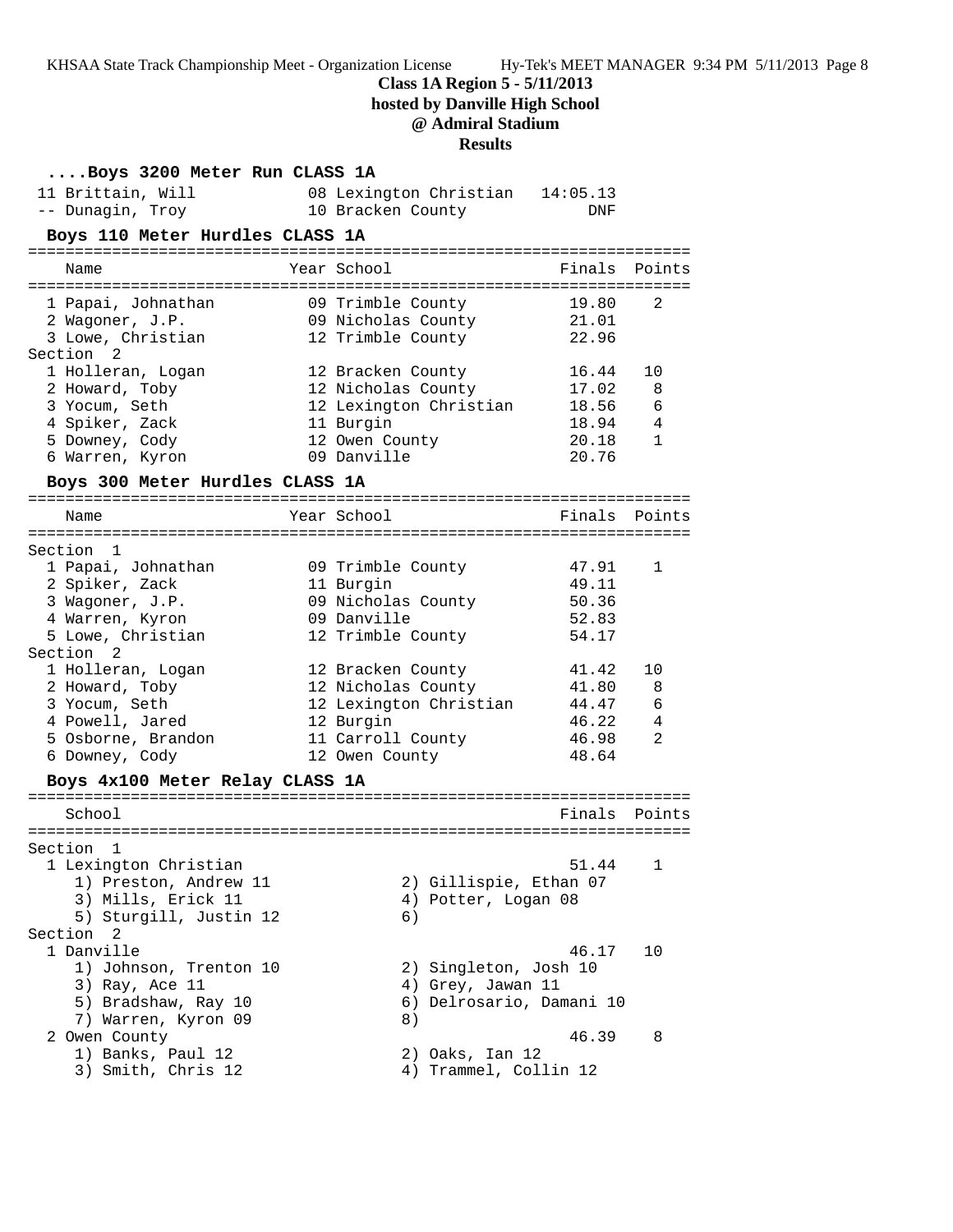**Class 1A Region 5 - 5/11/2013**
**hosted by Danville High School**
**@ Admiral Stadium**
**Results**

### ....Boys 3200 Meter Run CLASS 1A

| Place | Name | Year | School | Finals | Points |
|---|---|---|---|---|---|
| 11 | Brittain, Will | 08 | Lexington Christian | 14:05.13 | |
| -- | Dunagin, Troy | 10 | Bracken County | DNF | |

### Boys 110 Meter Hurdles CLASS 1A

| Place | Name | Year | School | Finals | Points |
|---|---|---|---|---|---|
| 1 | Papai, Johnathan | 09 | Trimble County | 19.80 | 2 |
| 2 | Wagoner, J.P. | 09 | Nicholas County | 21.01 | |
| 3 | Lowe, Christian | 12 | Trimble County | 22.96 | |
| **Section 2** | | | | | |
| 1 | Holleran, Logan | 12 | Bracken County | 16.44 | 10 |
| 2 | Howard, Toby | 12 | Nicholas County | 17.02 | 8 |
| 3 | Yocum, Seth | 12 | Lexington Christian | 18.56 | 6 |
| 4 | Spiker, Zack | 11 | Burgin | 18.94 | 4 |
| 5 | Downey, Cody | 12 | Owen County | 20.18 | 1 |
| 6 | Warren, Kyron | 09 | Danville | 20.76 | |

### Boys 300 Meter Hurdles CLASS 1A

| Place | Name | Year | School | Finals | Points |
|---|---|---|---|---|---|
| **Section 1** | | | | | |
| 1 | Papai, Johnathan | 09 | Trimble County | 47.91 | 1 |
| 2 | Spiker, Zack | 11 | Burgin | 49.11 | |
| 3 | Wagoner, J.P. | 09 | Nicholas County | 50.36 | |
| 4 | Warren, Kyron | 09 | Danville | 52.83 | |
| 5 | Lowe, Christian | 12 | Trimble County | 54.17 | |
| **Section 2** | | | | | |
| 1 | Holleran, Logan | 12 | Bracken County | 41.42 | 10 |
| 2 | Howard, Toby | 12 | Nicholas County | 41.80 | 8 |
| 3 | Yocum, Seth | 12 | Lexington Christian | 44.47 | 6 |
| 4 | Powell, Jared | 12 | Burgin | 46.22 | 4 |
| 5 | Osborne, Brandon | 11 | Carroll County | 46.98 | 2 |
| 6 | Downey, Cody | 12 | Owen County | 48.64 | |

### Boys 4x100 Meter Relay CLASS 1A

| Place | School | Finals | Points |
|---|---|---|---|
| **Section 1** | | | |
| 1 | Lexington Christian | 51.44 | 1 |
| | 1) Preston, Andrew 11; 2) Gillispie, Ethan 07; 3) Mills, Erick 11; 4) Potter, Logan 08; 5) Sturgill, Justin 12; 6) | | |
| **Section 2** | | | |
| 1 | Danville | 46.17 | 10 |
| | 1) Johnson, Trenton 10; 2) Singleton, Josh 10; 3) Ray, Ace 11; 4) Grey, Jawan 11; 5) Bradshaw, Ray 10; 6) Delrosario, Damani 10; 7) Warren, Kyron 09; 8) | | |
| 2 | Owen County | 46.39 | 8 |
| | 1) Banks, Paul 12; 2) Oaks, Ian 12; 3) Smith, Chris 12; 4) Trammel, Collin 12 | | |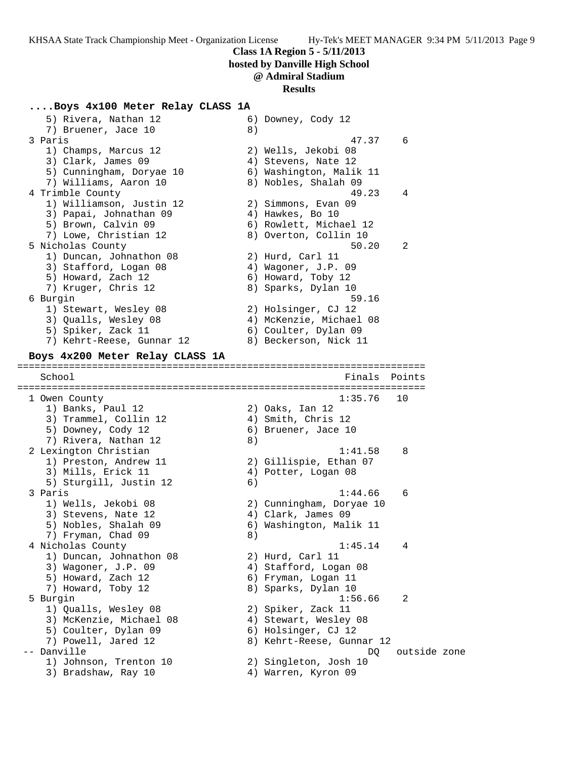**Class 1A Region 5 - 5/11/2013**
**hosted by Danville High School**
**@ Admiral Stadium**
**Results**

### ....Boys 4x100 Meter Relay CLASS 1A

```
    5) Rivera, Nathan 12             6) Downey, Cody 12
    7) Bruener, Jace 10              8)
 3 Paris                                         47.37    6
    1) Champs, Marcus 12             2) Wells, Jekobi 08
    3) Clark, James 09               4) Stevens, Nate 12
    5) Cunningham, Doryae 10         6) Washington, Malik 11
    7) Williams, Aaron 10            8) Nobles, Shalah 09
 4 Trimble County                                49.23    4
    1) Williamson, Justin 12         2) Simmons, Evan 09
    3) Papai, Johnathan 09           4) Hawkes, Bo 10
    5) Brown, Calvin 09              6) Rowlett, Michael 12
    7) Lowe, Christian 12            8) Overton, Collin 10
 5 Nicholas County                               50.20    2
    1) Duncan, Johnathon 08          2) Hurd, Carl 11
    3) Stafford, Logan 08            4) Wagoner, J.P. 09
    5) Howard, Zach 12               6) Howard, Toby 12
    7) Kruger, Chris 12              8) Sparks, Dylan 10
 6 Burgin                                        59.16
    1) Stewart, Wesley 08            2) Holsinger, CJ 12
    3) Qualls, Wesley 08             4) McKenzie, Michael 08
    5) Spiker, Zack 11               6) Coulter, Dylan 09
    7) Kehrt-Reese, Gunnar 12        8) Beckerson, Nick 11
```

### Boys 4x200 Meter Relay CLASS 1A

```
===================================================================
   School                                        Finals  Points
===================================================================
 1 Owen County                                 1:35.76   10
    1) Banks, Paul 12                2) Oaks, Ian 12
    3) Trammel, Collin 12            4) Smith, Chris 12
    5) Downey, Cody 12               6) Bruener, Jace 10
    7) Rivera, Nathan 12             8)
 2 Lexington Christian                         1:41.58    8
    1) Preston, Andrew 11            2) Gillispie, Ethan 07
    3) Mills, Erick 11               4) Potter, Logan 08
    5) Sturgill, Justin 12           6)
 3 Paris                                       1:44.66    6
    1) Wells, Jekobi 08              2) Cunningham, Doryae 10
    3) Stevens, Nate 12              4) Clark, James 09
    5) Nobles, Shalah 09             6) Washington, Malik 11
    7) Fryman, Chad 09               8)
 4 Nicholas County                             1:45.14    4
    1) Duncan, Johnathon 08          2) Hurd, Carl 11
    3) Wagoner, J.P. 09              4) Stafford, Logan 08
    5) Howard, Zach 12               6) Fryman, Logan 11
    7) Howard, Toby 12               8) Sparks, Dylan 10
 5 Burgin                                      1:56.66    2
    1) Qualls, Wesley 08             2) Spiker, Zack 11
    3) McKenzie, Michael 08          4) Stewart, Wesley 08
    5) Coulter, Dylan 09             6) Holsinger, CJ 12
    7) Powell, Jared 12              8) Kehrt-Reese, Gunnar 12
 -- Danville                                        DQ    outside zone
    1) Johnson, Trenton 10           2) Singleton, Josh 10
    3) Bradshaw, Ray 10              4) Warren, Kyron 09
```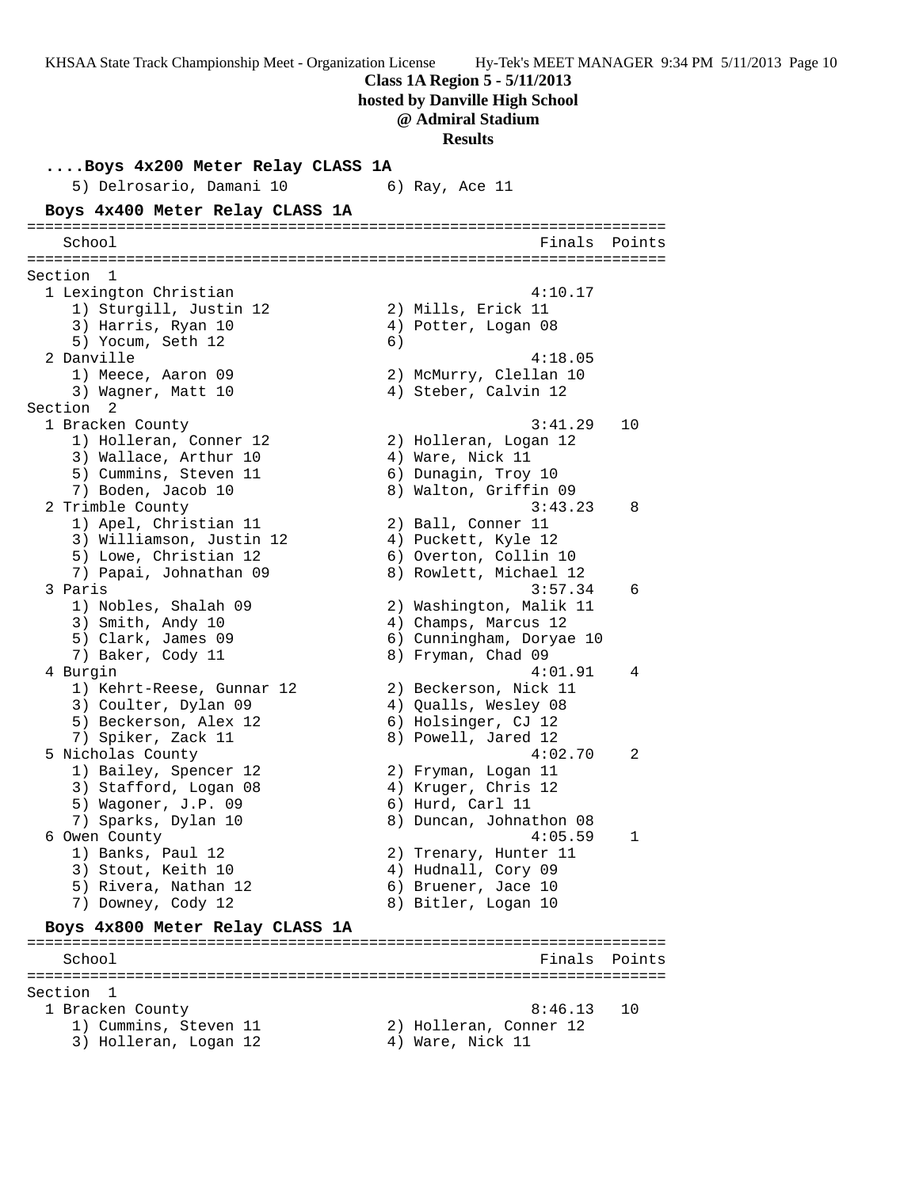**Class 1A Region 5 - 5/11/2013**
**hosted by Danville High School**
**@ Admiral Stadium**
**Results**

### ....Boys 4x200 Meter Relay CLASS 1A

```
    5) Delrosario, Damani 10           6) Ray, Ace 11
```

### Boys 4x400 Meter Relay CLASS 1A

```
=======================================================================
    School                                               Finals  Points
=======================================================================
Section  1
  1 Lexington Christian                                 4:10.17
     1) Sturgill, Justin 12             2) Mills, Erick 11
     3) Harris, Ryan 10                 4) Potter, Logan 08
     5) Yocum, Seth 12                  6)
  2 Danville                                            4:18.05
     1) Meece, Aaron 09                 2) McMurry, Clellan 10
     3) Wagner, Matt 10                 4) Steber, Calvin 12
Section  2
  1 Bracken County                                      3:41.29   10
     1) Holleran, Conner 12             2) Holleran, Logan 12
     3) Wallace, Arthur 10              4) Ware, Nick 11
     5) Cummins, Steven 11              6) Dunagin, Troy 10
     7) Boden, Jacob 10                 8) Walton, Griffin 09
  2 Trimble County                                      3:43.23    8
     1) Apel, Christian 11              2) Ball, Conner 11
     3) Williamson, Justin 12           4) Puckett, Kyle 12
     5) Lowe, Christian 12              6) Overton, Collin 10
     7) Papai, Johnathan 09             8) Rowlett, Michael 12
  3 Paris                                               3:57.34    6
     1) Nobles, Shalah 09               2) Washington, Malik 11
     3) Smith, Andy 10                  4) Champs, Marcus 12
     5) Clark, James 09                 6) Cunningham, Doryae 10
     7) Baker, Cody 11                  8) Fryman, Chad 09
  4 Burgin                                              4:01.91    4
     1) Kehrt-Reese, Gunnar 12          2) Beckerson, Nick 11
     3) Coulter, Dylan 09               4) Qualls, Wesley 08
     5) Beckerson, Alex 12              6) Holsinger, CJ 12
     7) Spiker, Zack 11                 8) Powell, Jared 12
  5 Nicholas County                                     4:02.70    2
     1) Bailey, Spencer 12              2) Fryman, Logan 11
     3) Stafford, Logan 08              4) Kruger, Chris 12
     5) Wagoner, J.P. 09                6) Hurd, Carl 11
     7) Sparks, Dylan 10                8) Duncan, Johnathon 08
  6 Owen County                                         4:05.59    1
     1) Banks, Paul 12                  2) Trenary, Hunter 11
     3) Stout, Keith 10                 4) Hudnall, Cory 09
     5) Rivera, Nathan 12               6) Bruener, Jace 10
     7) Downey, Cody 12                 8) Bitler, Logan 10
```

### Boys 4x800 Meter Relay CLASS 1A

```
=======================================================================
    School                                               Finals  Points
=======================================================================
Section  1
  1 Bracken County                                      8:46.13   10
     1) Cummins, Steven 11              2) Holleran, Conner 12
     3) Holleran, Logan 12              4) Ware, Nick 11
```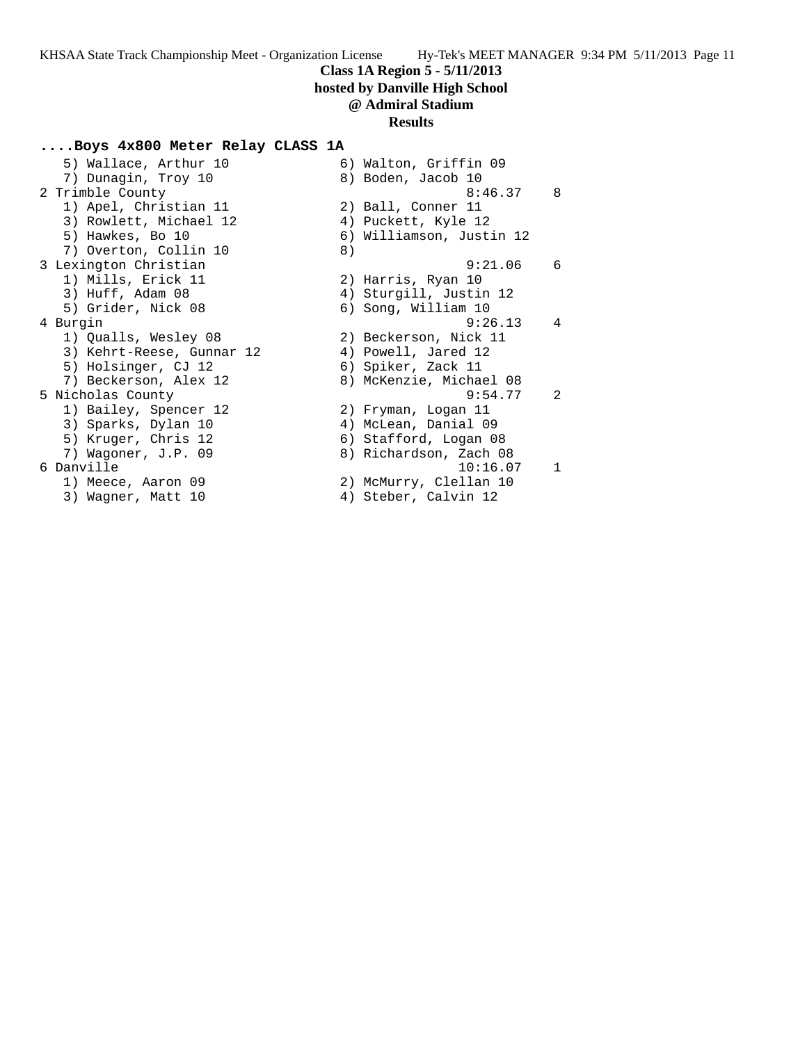**Class 1A Region 5 - 5/11/2013**
**hosted by Danville High School**
**@ Admiral Stadium**
**Results**

**....Boys 4x800 Meter Relay CLASS 1A**

```
   5) Wallace, Arthur 10              6) Walton, Griffin 09
   7) Dunagin, Troy 10                8) Boden, Jacob 10
 2 Trimble County                                 8:46.37    8
   1) Apel, Christian 11              2) Ball, Conner 11
   3) Rowlett, Michael 12             4) Puckett, Kyle 12
   5) Hawkes, Bo 10                   6) Williamson, Justin 12
   7) Overton, Collin 10              8)
 3 Lexington Christian                            9:21.06    6
   1) Mills, Erick 11                 2) Harris, Ryan 10
   3) Huff, Adam 08                   4) Sturgill, Justin 12
   5) Grider, Nick 08                 6) Song, William 10
 4 Burgin                                         9:26.13    4
   1) Qualls, Wesley 08               2) Beckerson, Nick 11
   3) Kehrt-Reese, Gunnar 12          4) Powell, Jared 12
   5) Holsinger, CJ 12                6) Spiker, Zack 11
   7) Beckerson, Alex 12              8) McKenzie, Michael 08
 5 Nicholas County                                9:54.77    2
   1) Bailey, Spencer 12              2) Fryman, Logan 11
   3) Sparks, Dylan 10                4) McLean, Danial 09
   5) Kruger, Chris 12                6) Stafford, Logan 08
   7) Wagoner, J.P. 09                8) Richardson, Zach 08
 6 Danville                                      10:16.07    1
   1) Meece, Aaron 09                 2) McMurry, Clellan 10
   3) Wagner, Matt 10                 4) Steber, Calvin 12
```